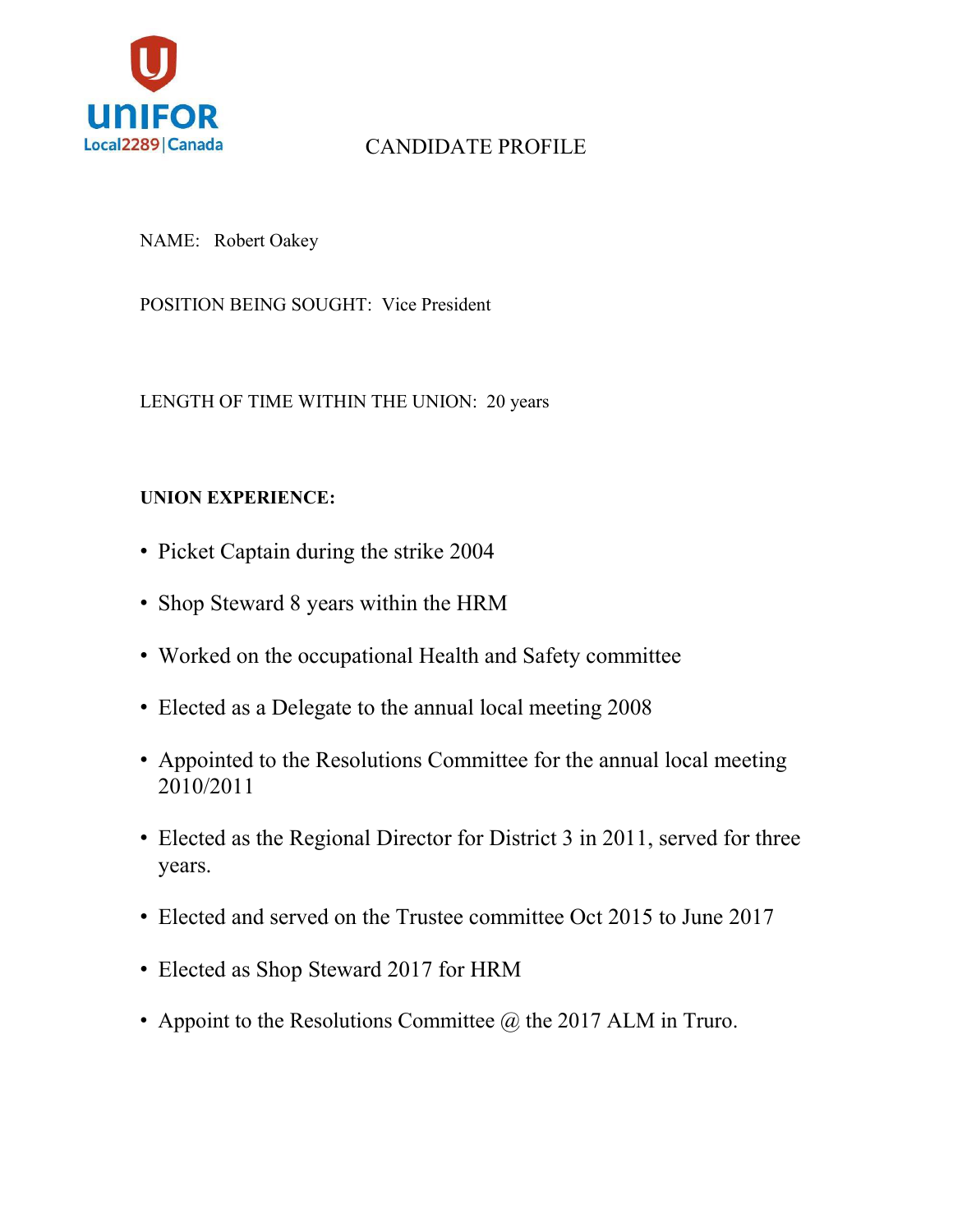UNIFOR
Local2289 | Canada

# CANDIDATE PROFILE

NAME: Robert Oakey

POSITION BEING SOUGHT: Vice President

LENGTH OF TIME WITHIN THE UNION: 20 years

**UNION EXPERIENCE:**

- Picket Captain during the strike 2004
- Shop Steward 8 years within the HRM
- Worked on the occupational Health and Safety committee
- Elected as a Delegate to the annual local meeting 2008
- Appointed to the Resolutions Committee for the annual local meeting 2010/2011
- Elected as the Regional Director for District 3 in 2011, served for three years.
- Elected and served on the Trustee committee Oct 2015 to June 2017
- Elected as Shop Steward 2017 for HRM
- Appoint to the Resolutions Committee @ the 2017 ALM in Truro.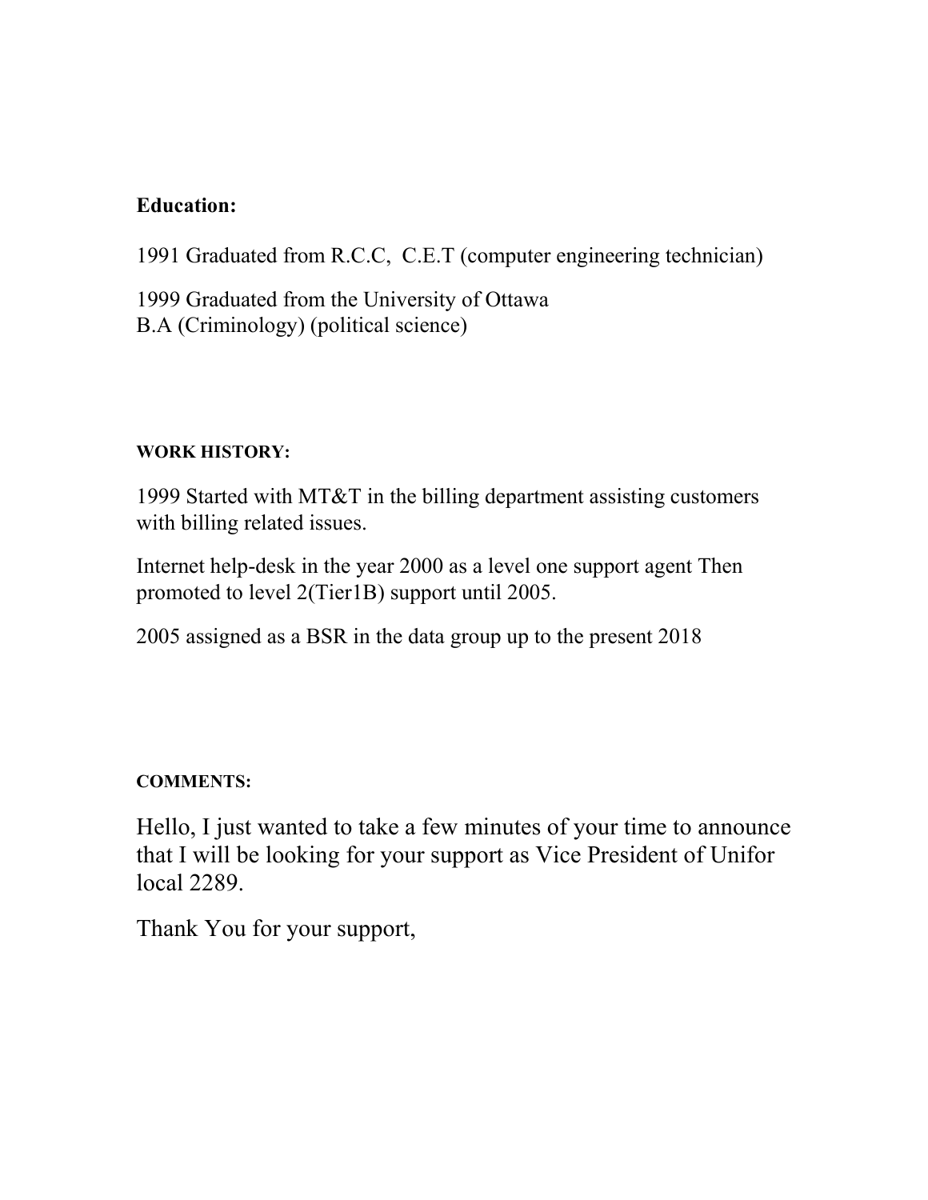**Education:**

1991 Graduated from R.C.C, C.E.T (computer engineering technician)

1999 Graduated from the University of Ottawa
B.A (Criminology) (political science)

**WORK HISTORY:**

1999 Started with MT&T in the billing department assisting customers with billing related issues.

Internet help-desk in the year 2000 as a level one support agent Then promoted to level 2(Tier1B) support until 2005.

2005 assigned as a BSR in the data group up to the present 2018

**COMMENTS:**

Hello, I just wanted to take a few minutes of your time to announce that I will be looking for your support as Vice President of Unifor local 2289.

Thank You for your support,